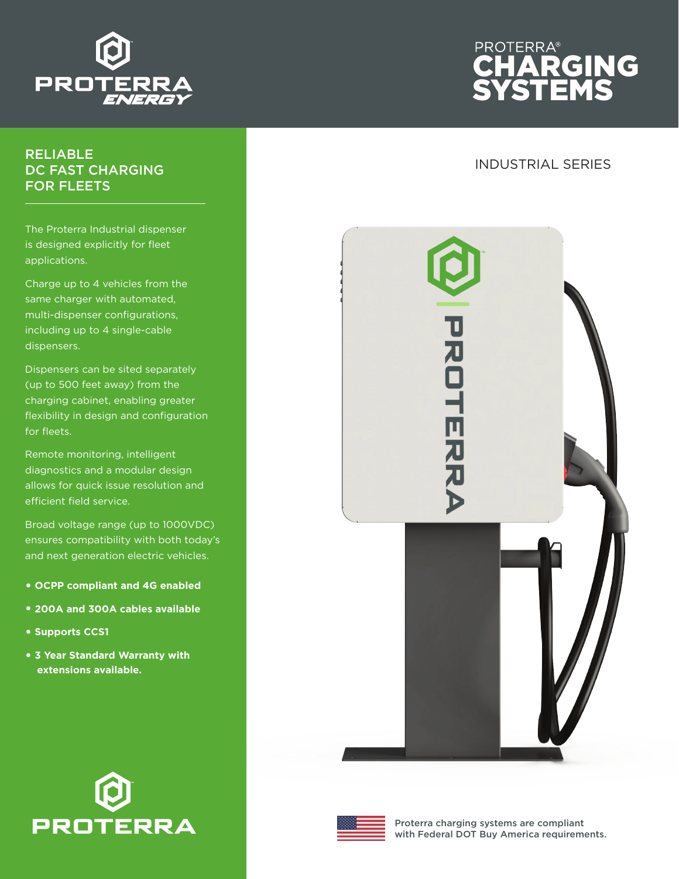PROTERRA ENERGY

PROTERRA®
# CHARGING SYSTEMS

INDUSTRIAL SERIES

## RELIABLE DC FAST CHARGING FOR FLEETS

The Proterra Industrial dispenser is designed explicitly for fleet applications.

Charge up to 4 vehicles from the same charger with automated, multi-dispenser configurations, including up to 4 single-cable dispensers.

Dispensers can be sited separately (up to 500 feet away) from the charging cabinet, enabling greater flexibility in design and configuration for fleets.

Remote monitoring, intelligent diagnostics and a modular design allows for quick issue resolution and efficient field service.

Broad voltage range (up to 1000VDC) ensures compatibility with both today's and next generation electric vehicles.

- **OCPP compliant and 4G enabled**
- **200A and 300A cables available**
- **Supports CCS1**
- **3 Year Standard Warranty with extensions available.**

PROTERRA

Proterra charging systems are compliant with Federal DOT Buy America requirements.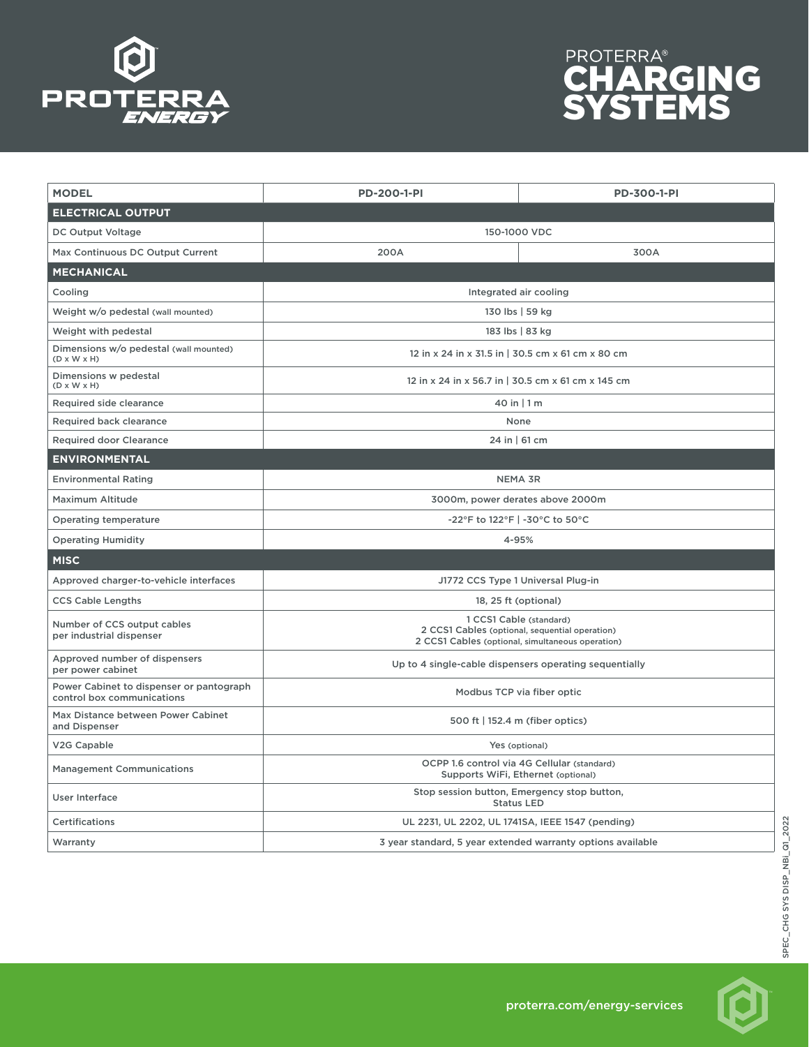PROTERRA ENERGY

PROTERRA® CHARGING SYSTEMS

| MODEL | PD-200-1-PI | PD-300-1-PI |
|---|---|---|
| **ELECTRICAL OUTPUT** | | |
| DC Output Voltage | 150-1000 VDC | |
| Max Continuous DC Output Current | 200A | 300A |
| **MECHANICAL** | | |
| Cooling | Integrated air cooling | |
| Weight w/o pedestal (wall mounted) | 130 lbs \| 59 kg | |
| Weight with pedestal | 183 lbs \| 83 kg | |
| Dimensions w/o pedestal (wall mounted) (D x W x H) | 12 in x 24 in x 31.5 in \| 30.5 cm x 61 cm x 80 cm | |
| Dimensions w pedestal (D x W x H) | 12 in x 24 in x 56.7 in \| 30.5 cm x 61 cm x 145 cm | |
| Required side clearance | 40 in \| 1 m | |
| Required back clearance | None | |
| Required door Clearance | 24 in \| 61 cm | |
| **ENVIRONMENTAL** | | |
| Environmental Rating | NEMA 3R | |
| Maximum Altitude | 3000m, power derates above 2000m | |
| Operating temperature | -22°F to 122°F \| -30°C to 50°C | |
| Operating Humidity | 4-95% | |
| **MISC** | | |
| Approved charger-to-vehicle interfaces | J1772 CCS Type 1 Universal Plug-in | |
| CCS Cable Lengths | 18, 25 ft (optional) | |
| Number of CCS output cables per industrial dispenser | 1 CCS1 Cable (standard)<br>2 CCS1 Cables (optional, sequential operation)<br>2 CCS1 Cables (optional, simultaneous operation) | |
| Approved number of dispensers per power cabinet | Up to 4 single-cable dispensers operating sequentially | |
| Power Cabinet to dispenser or pantograph control box communications | Modbus TCP via fiber optic | |
| Max Distance between Power Cabinet and Dispenser | 500 ft \| 152.4 m (fiber optics) | |
| V2G Capable | Yes (optional) | |
| Management Communications | OCPP 1.6 control via 4G Cellular (standard)<br>Supports WiFi, Ethernet (optional) | |
| User Interface | Stop session button, Emergency stop button, Status LED | |
| Certifications | UL 2231, UL 2202, UL 1741SA, IEEE 1547 (pending) | |
| Warranty | 3 year standard, 5 year extended warranty options available | |

SPEC_CHG SYS DISP_NBI_Q1_2022

proterra.com/energy-services